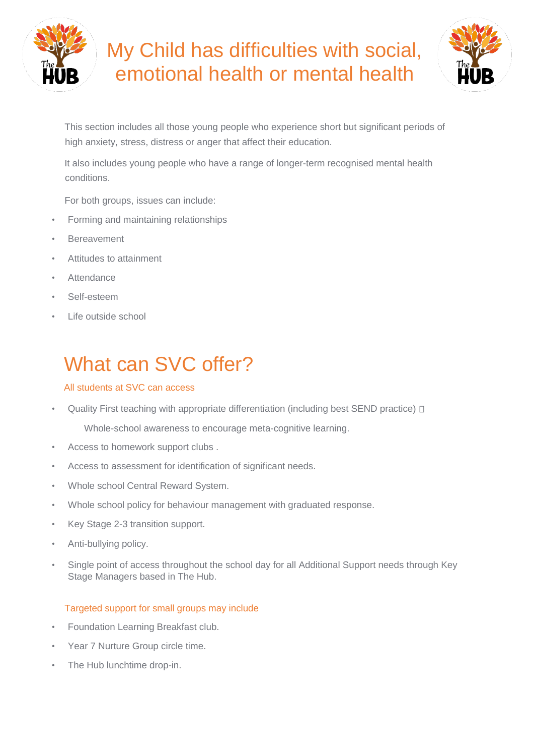# My Child has difficulties with social, emotional health or mental health

This section includes all those young people who experience short but significant periods of high anxiety, stress, distress or anger that affect their education.

It also includes young people who have a range of longer-term recognised mental health conditions.

For both groups, issues can include:

- Forming and maintaining relationships
- Bereavement
- Attitudes to attainment
- Attendance
- Self-esteem
- Life outside school

## What can SVC offer?

All students at SVC can access

- Quality First teaching with appropriate differentiation (including best SEND practice) 

  Whole-school awareness to encourage meta-cognitive learning.
- Access to homework support clubs .
- Access to assessment for identification of significant needs.
- Whole school Central Reward System.
- Whole school policy for behaviour management with graduated response.
- Key Stage 2-3 transition support.
- Anti-bullying policy.
- Single point of access throughout the school day for all Additional Support needs through Key Stage Managers based in The Hub.

Targeted support for small groups may include

- Foundation Learning Breakfast club.
- Year 7 Nurture Group circle time.
- The Hub lunchtime drop-in.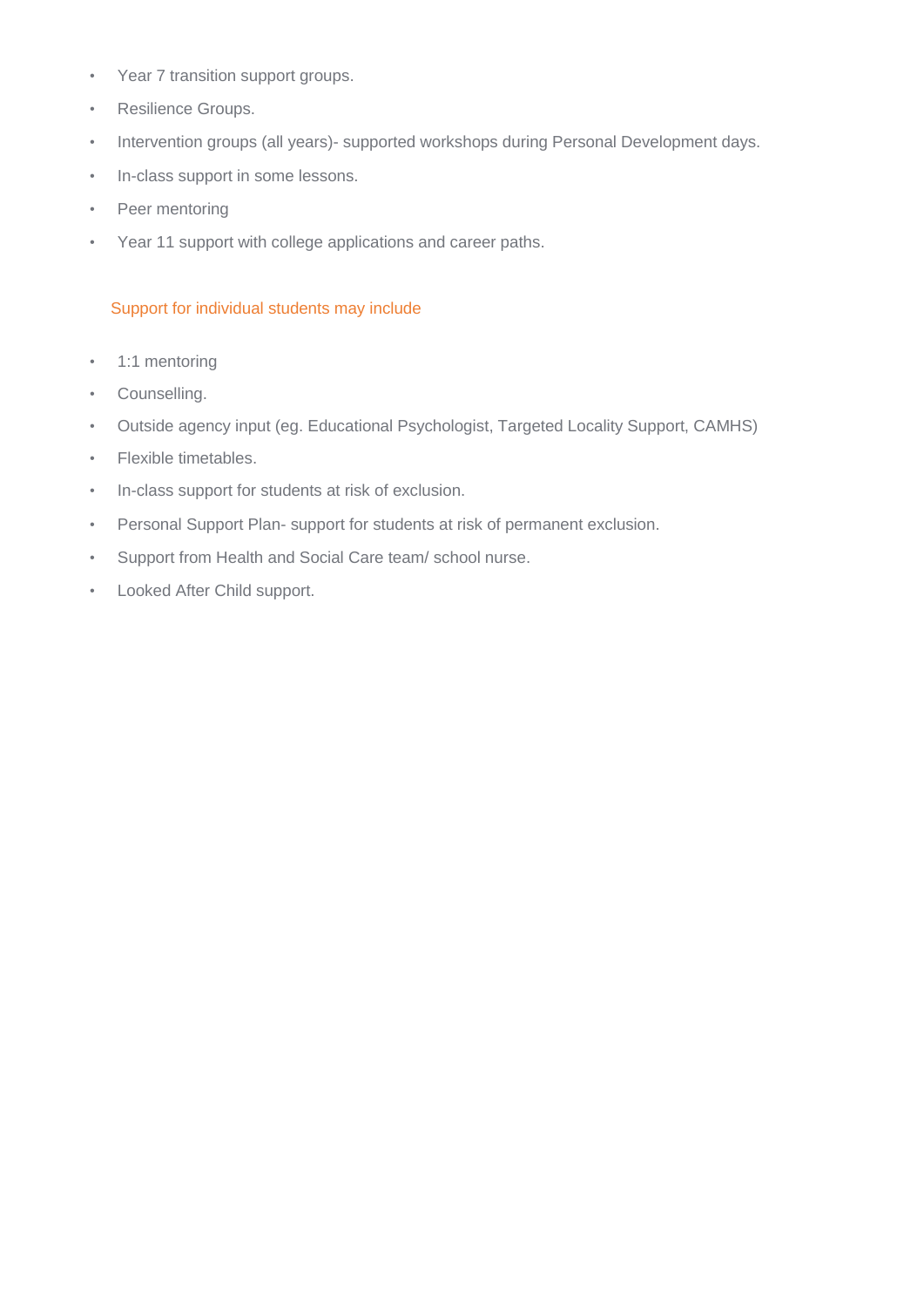- Year 7 transition support groups.
- Resilience Groups.
- Intervention groups (all years)- supported workshops during Personal Development days.
- In-class support in some lessons.
- Peer mentoring
- Year 11 support with college applications and career paths.

### Support for individual students may include

- 1:1 mentoring
- Counselling.
- Outside agency input (eg. Educational Psychologist, Targeted Locality Support, CAMHS)
- Flexible timetables.
- In-class support for students at risk of exclusion.
- Personal Support Plan- support for students at risk of permanent exclusion.
- Support from Health and Social Care team/ school nurse.
- Looked After Child support.